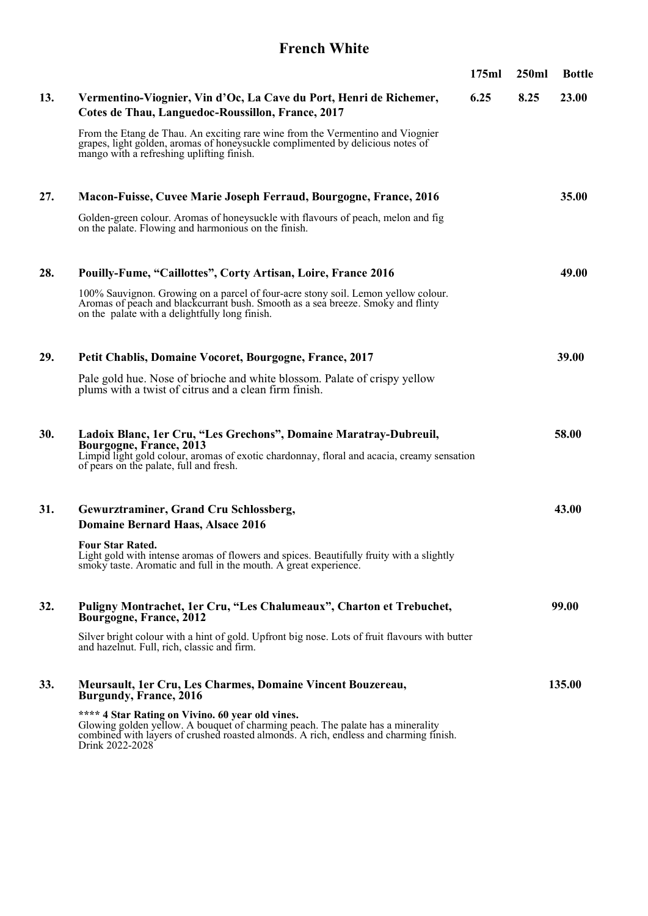# French White

| | | 175ml | 250ml | Bottle |
|---|---|---|---|---|
| **13.** | **Vermentino-Viognier, Vin d'Oc, La Cave du Port, Henri de Richemer, Cotes de Thau, Languedoc-Roussillon, France, 2017** | **6.25** | **8.25** | **23.00** |

From the Etang de Thau. An exciting rare wine from the Vermentino and Viognier grapes, light golden, aromas of honeysuckle complimented by delicious notes of mango with a refreshing uplifting finish.

**27. Macon-Fuisse, Cuvee Marie Joseph Ferraud, Bourgogne, France, 2016** — **35.00**

Golden-green colour. Aromas of honeysuckle with flavours of peach, melon and fig on the palate. Flowing and harmonious on the finish.

**28. Pouilly-Fume, "Caillottes", Corty Artisan, Loire, France 2016** — **49.00**

100% Sauvignon. Growing on a parcel of four-acre stony soil. Lemon yellow colour. Aromas of peach and blackcurrant bush. Smooth as a sea breeze. Smoky and flinty on the palate with a delightfully long finish.

**29. Petit Chablis, Domaine Vocoret, Bourgogne, France, 2017** — **39.00**

Pale gold hue. Nose of brioche and white blossom. Palate of crispy yellow plums with a twist of citrus and a clean firm finish.

**30. Ladoix Blanc, 1er Cru, "Les Grechons", Domaine Maratray-Dubreuil, Bourgogne, France, 2013** — **58.00**

Limpid light gold colour, aromas of exotic chardonnay, floral and acacia, creamy sensation of pears on the palate, full and fresh.

**31. Gewurztraminer, Grand Cru Schlossberg, Domaine Bernard Haas, Alsace 2016** — **43.00**

**Four Star Rated.**
Light gold with intense aromas of flowers and spices. Beautifully fruity with a slightly smoky taste. Aromatic and full in the mouth. A great experience.

**32. Puligny Montrachet, 1er Cru, "Les Chalumeaux", Charton et Trebuchet, Bourgogne, France, 2012** — **99.00**

Silver bright colour with a hint of gold. Upfront big nose. Lots of fruit flavours with butter and hazelnut. Full, rich, classic and firm.

**33. Meursault, 1er Cru, Les Charmes, Domaine Vincent Bouzereau, Burgundy, France, 2016** — **135.00**

**\*\*\*\* 4 Star Rating on Vivino. 60 year old vines.**
Glowing golden yellow. A bouquet of charming peach. The palate has a minerality combined with layers of crushed roasted almonds. A rich, endless and charming finish. Drink 2022-2028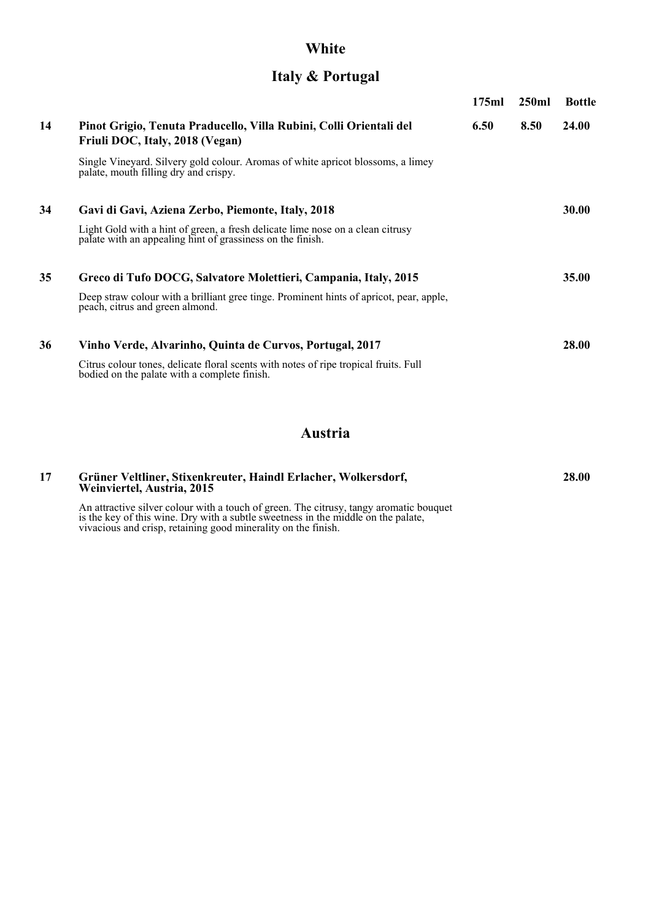# White

## Italy & Portugal

| | | 175ml | 250ml | Bottle |
|---|---|---|---|---|
| 14 | **Pinot Grigio, Tenuta Praducello, Villa Rubini, Colli Orientali del Friuli DOC, Italy, 2018 (Vegan)** | 6.50 | 8.50 | 24.00 |

Single Vineyard. Silvery gold colour. Aromas of white apricot blossoms, a limey palate, mouth filling dry and crispy.

| | | 175ml | 250ml | Bottle |
|---|---|---|---|---|
| 34 | **Gavi di Gavi, Aziena Zerbo, Piemonte, Italy, 2018** | | | 30.00 |

Light Gold with a hint of green, a fresh delicate lime nose on a clean citrusy palate with an appealing hint of grassiness on the finish.

| | | 175ml | 250ml | Bottle |
|---|---|---|---|---|
| 35 | **Greco di Tufo DOCG, Salvatore Molettieri, Campania, Italy, 2015** | | | 35.00 |

Deep straw colour with a brilliant gree tinge. Prominent hints of apricot, pear, apple, peach, citrus and green almond.

| | | 175ml | 250ml | Bottle |
|---|---|---|---|---|
| 36 | **Vinho Verde, Alvarinho, Quinta de Curvos, Portugal, 2017** | | | 28.00 |

Citrus colour tones, delicate floral scents with notes of ripe tropical fruits. Full bodied on the palate with a complete finish.

## Austria

| | | 175ml | 250ml | Bottle |
|---|---|---|---|---|
| 17 | **Grüner Veltliner, Stixenkreuter, Haindl Erlacher, Wolkersdorf, Weinviertel, Austria, 2015** | | | 28.00 |

An attractive silver colour with a touch of green. The citrusy, tangy aromatic bouquet is the key of this wine. Dry with a subtle sweetness in the middle on the palate, vivacious and crisp, retaining good minerality on the finish.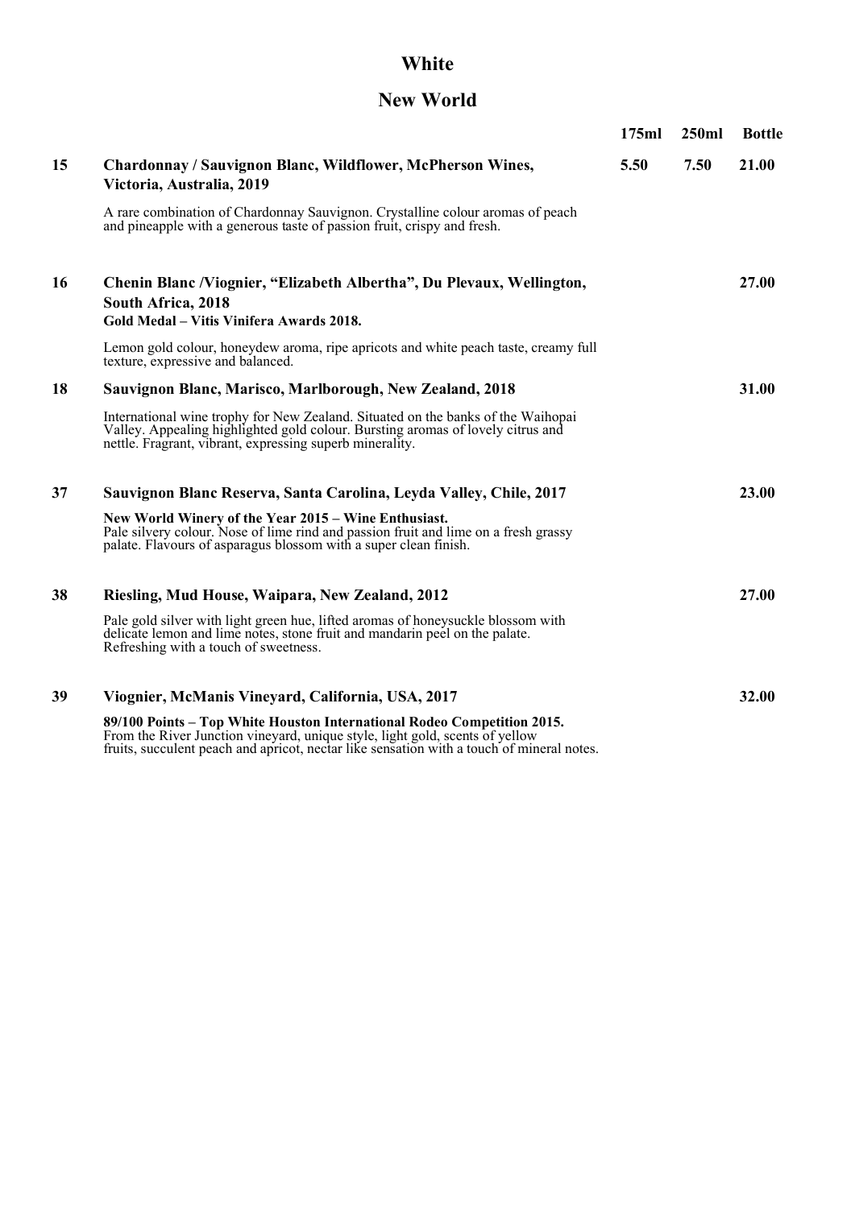# White

## New World

| | | 175ml | 250ml | Bottle |
|---|---|---|---|---|
| 15 | **Chardonnay / Sauvignon Blanc, Wildflower, McPherson Wines, Victoria, Australia, 2019**<br>A rare combination of Chardonnay Sauvignon. Crystalline colour aromas of peach and pineapple with a generous taste of passion fruit, crispy and fresh. | 5.50 | 7.50 | 21.00 |
| 16 | **Chenin Blanc /Viognier, "Elizabeth Albertha", Du Plevaux, Wellington, South Africa, 2018**<br>**Gold Medal – Vitis Vinifera Awards 2018.**<br>Lemon gold colour, honeydew aroma, ripe apricots and white peach taste, creamy full texture, expressive and balanced. | | | 27.00 |
| 18 | **Sauvignon Blanc, Marisco, Marlborough, New Zealand, 2018**<br>International wine trophy for New Zealand. Situated on the banks of the Waihopai Valley. Appealing highlighted gold colour. Bursting aromas of lovely citrus and nettle. Fragrant, vibrant, expressing superb minerality. | | | 31.00 |
| 37 | **Sauvignon Blanc Reserva, Santa Carolina, Leyda Valley, Chile, 2017**<br>**New World Winery of the Year 2015 – Wine Enthusiast.**<br>Pale silvery colour. Nose of lime rind and passion fruit and lime on a fresh grassy palate. Flavours of asparagus blossom with a super clean finish. | | | 23.00 |
| 38 | **Riesling, Mud House, Waipara, New Zealand, 2012**<br>Pale gold silver with light green hue, lifted aromas of honeysuckle blossom with delicate lemon and lime notes, stone fruit and mandarin peel on the palate. Refreshing with a touch of sweetness. | | | 27.00 |
| 39 | **Viognier, McManis Vineyard, California, USA, 2017**<br>**89/100 Points – Top White Houston International Rodeo Competition 2015.**<br>From the River Junction vineyard, unique style, light gold, scents of yellow fruits, succulent peach and apricot, nectar like sensation with a touch of mineral notes. | | | 32.00 |